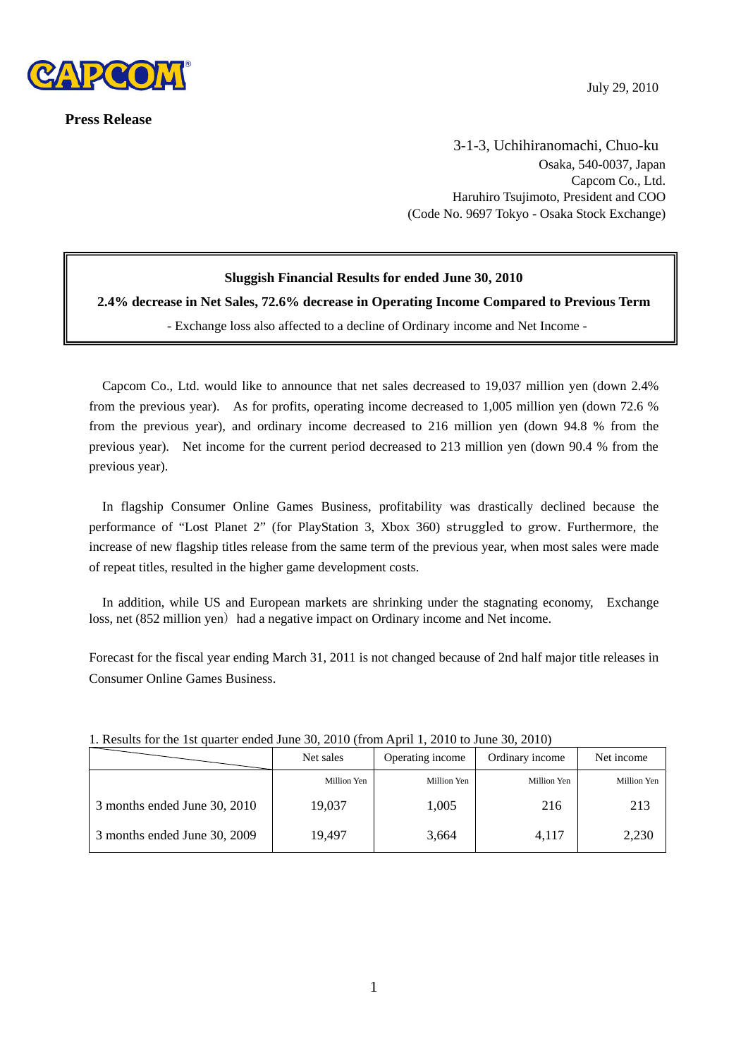July 29, 2010

**Press Release**

3-1-3, Uchihiranomachi, Chuo-ku
Osaka, 540-0037, Japan
Capcom Co., Ltd.
Haruhiro Tsujimoto, President and COO
(Code No. 9697 Tokyo - Osaka Stock Exchange)

**Sluggish Financial Results for ended June 30, 2010**

**2.4% decrease in Net Sales, 72.6% decrease in Operating Income Compared to Previous Term**

- Exchange loss also affected to a decline of Ordinary income and Net Income -

Capcom Co., Ltd. would like to announce that net sales decreased to 19,037 million yen (down 2.4% from the previous year). As for profits, operating income decreased to 1,005 million yen (down 72.6 % from the previous year), and ordinary income decreased to 216 million yen (down 94.8 % from the previous year). Net income for the current period decreased to 213 million yen (down 90.4 % from the previous year).

In flagship Consumer Online Games Business, profitability was drastically declined because the performance of "Lost Planet 2" (for PlayStation 3, Xbox 360) struggled to grow. Furthermore, the increase of new flagship titles release from the same term of the previous year, when most sales were made of repeat titles, resulted in the higher game development costs.

In addition, while US and European markets are shrinking under the stagnating economy, Exchange loss, net (852 million yen）had a negative impact on Ordinary income and Net income.

Forecast for the fiscal year ending March 31, 2011 is not changed because of 2nd half major title releases in Consumer Online Games Business.

1. Results for the 1st quarter ended June 30, 2010 (from April 1, 2010 to June 30, 2010)

| | Net sales | Operating income | Ordinary income | Net income |
|---|---|---|---|---|
| | Million Yen | Million Yen | Million Yen | Million Yen |
| 3 months ended June 30, 2010 | 19,037 | 1,005 | 216 | 213 |
| 3 months ended June 30, 2009 | 19,497 | 3,664 | 4,117 | 2,230 |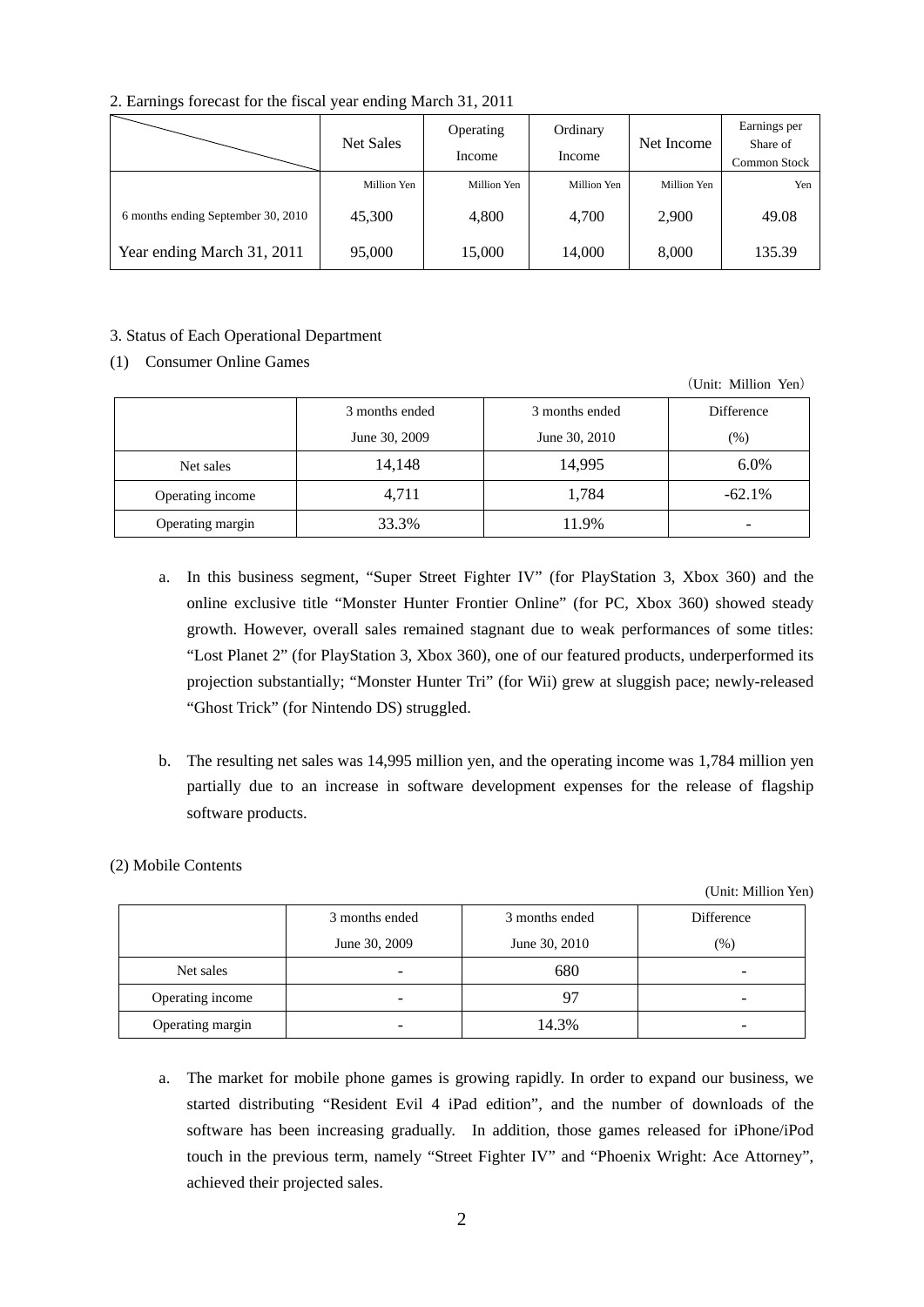2. Earnings forecast for the fiscal year ending March 31, 2011

| | Net Sales | Operating Income | Ordinary Income | Net Income | Earnings per Share of Common Stock |
|---|---|---|---|---|---|
| | Million Yen | Million Yen | Million Yen | Million Yen | Yen |
| 6 months ending September 30, 2010 | 45,300 | 4,800 | 4,700 | 2,900 | 49.08 |
| Year ending March 31, 2011 | 95,000 | 15,000 | 14,000 | 8,000 | 135.39 |

3. Status of Each Operational Department

(1) Consumer Online Games

(Unit: Million Yen)

| | 3 months ended June 30, 2009 | 3 months ended June 30, 2010 | Difference (%) |
|---|---|---|---|
| Net sales | 14,148 | 14,995 | 6.0% |
| Operating income | 4,711 | 1,784 | -62.1% |
| Operating margin | 33.3% | 11.9% | - |

a. In this business segment, "Super Street Fighter IV" (for PlayStation 3, Xbox 360) and the online exclusive title "Monster Hunter Frontier Online" (for PC, Xbox 360) showed steady growth. However, overall sales remained stagnant due to weak performances of some titles: "Lost Planet 2" (for PlayStation 3, Xbox 360), one of our featured products, underperformed its projection substantially; "Monster Hunter Tri" (for Wii) grew at sluggish pace; newly-released "Ghost Trick" (for Nintendo DS) struggled.

b. The resulting net sales was 14,995 million yen, and the operating income was 1,784 million yen partially due to an increase in software development expenses for the release of flagship software products.

(2) Mobile Contents

(Unit: Million Yen)

| | 3 months ended June 30, 2009 | 3 months ended June 30, 2010 | Difference (%) |
|---|---|---|---|
| Net sales | - | 680 | - |
| Operating income | - | 97 | - |
| Operating margin | - | 14.3% | - |

a. The market for mobile phone games is growing rapidly. In order to expand our business, we started distributing "Resident Evil 4 iPad edition", and the number of downloads of the software has been increasing gradually. In addition, those games released for iPhone/iPod touch in the previous term, namely "Street Fighter IV" and "Phoenix Wright: Ace Attorney", achieved their projected sales.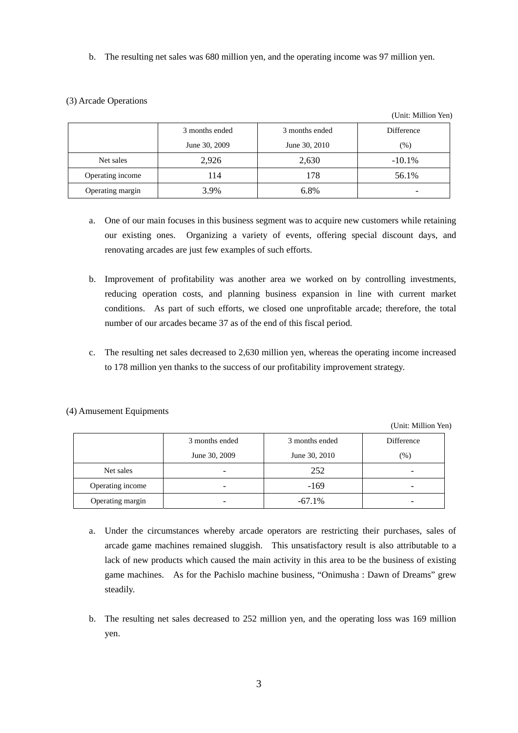b. The resulting net sales was 680 million yen, and the operating income was 97 million yen.

(3) Arcade Operations

(Unit: Million Yen)

| | 3 months ended June 30, 2009 | 3 months ended June 30, 2010 | Difference (%) |
|---|---|---|---|
| Net sales | 2,926 | 2,630 | -10.1% |
| Operating income | 114 | 178 | 56.1% |
| Operating margin | 3.9% | 6.8% | - |

a. One of our main focuses in this business segment was to acquire new customers while retaining our existing ones. Organizing a variety of events, offering special discount days, and renovating arcades are just few examples of such efforts.

b. Improvement of profitability was another area we worked on by controlling investments, reducing operation costs, and planning business expansion in line with current market conditions. As part of such efforts, we closed one unprofitable arcade; therefore, the total number of our arcades became 37 as of the end of this fiscal period.

c. The resulting net sales decreased to 2,630 million yen, whereas the operating income increased to 178 million yen thanks to the success of our profitability improvement strategy.

(4) Amusement Equipments

(Unit: Million Yen)

| | 3 months ended June 30, 2009 | 3 months ended June 30, 2010 | Difference (%) |
|---|---|---|---|
| Net sales | - | 252 | - |
| Operating income | - | -169 | - |
| Operating margin | - | -67.1% | - |

a. Under the circumstances whereby arcade operators are restricting their purchases, sales of arcade game machines remained sluggish. This unsatisfactory result is also attributable to a lack of new products which caused the main activity in this area to be the business of existing game machines. As for the Pachislo machine business, "Onimusha : Dawn of Dreams" grew steadily.

b. The resulting net sales decreased to 252 million yen, and the operating loss was 169 million yen.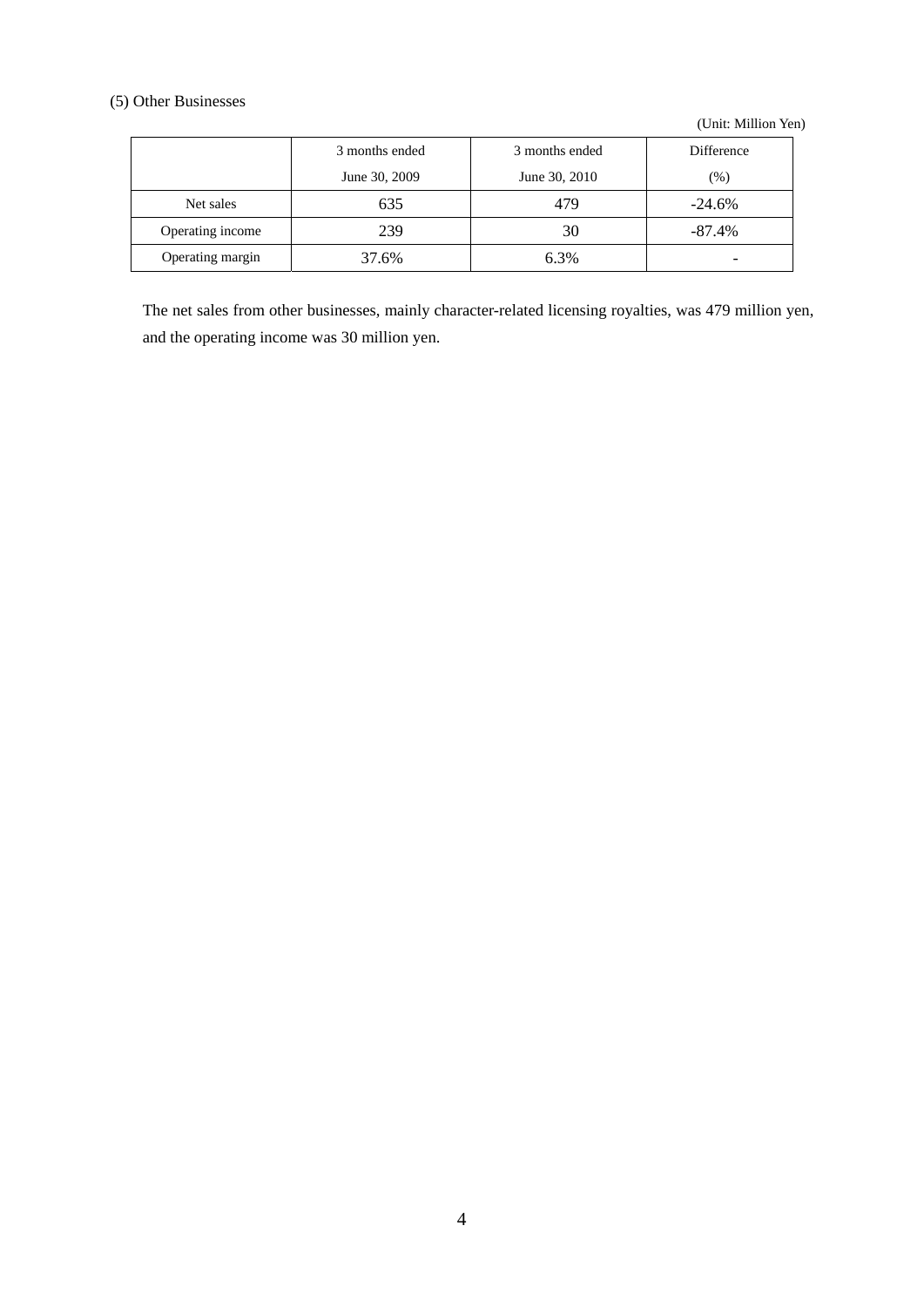### (5) Other Businesses

(Unit: Million Yen)

| | 3 months ended June 30, 2009 | 3 months ended June 30, 2010 | Difference (%) |
|---|---|---|---|
| Net sales | 635 | 479 | -24.6% |
| Operating income | 239 | 30 | -87.4% |
| Operating margin | 37.6% | 6.3% | - |

The net sales from other businesses, mainly character-related licensing royalties, was 479 million yen, and the operating income was 30 million yen.